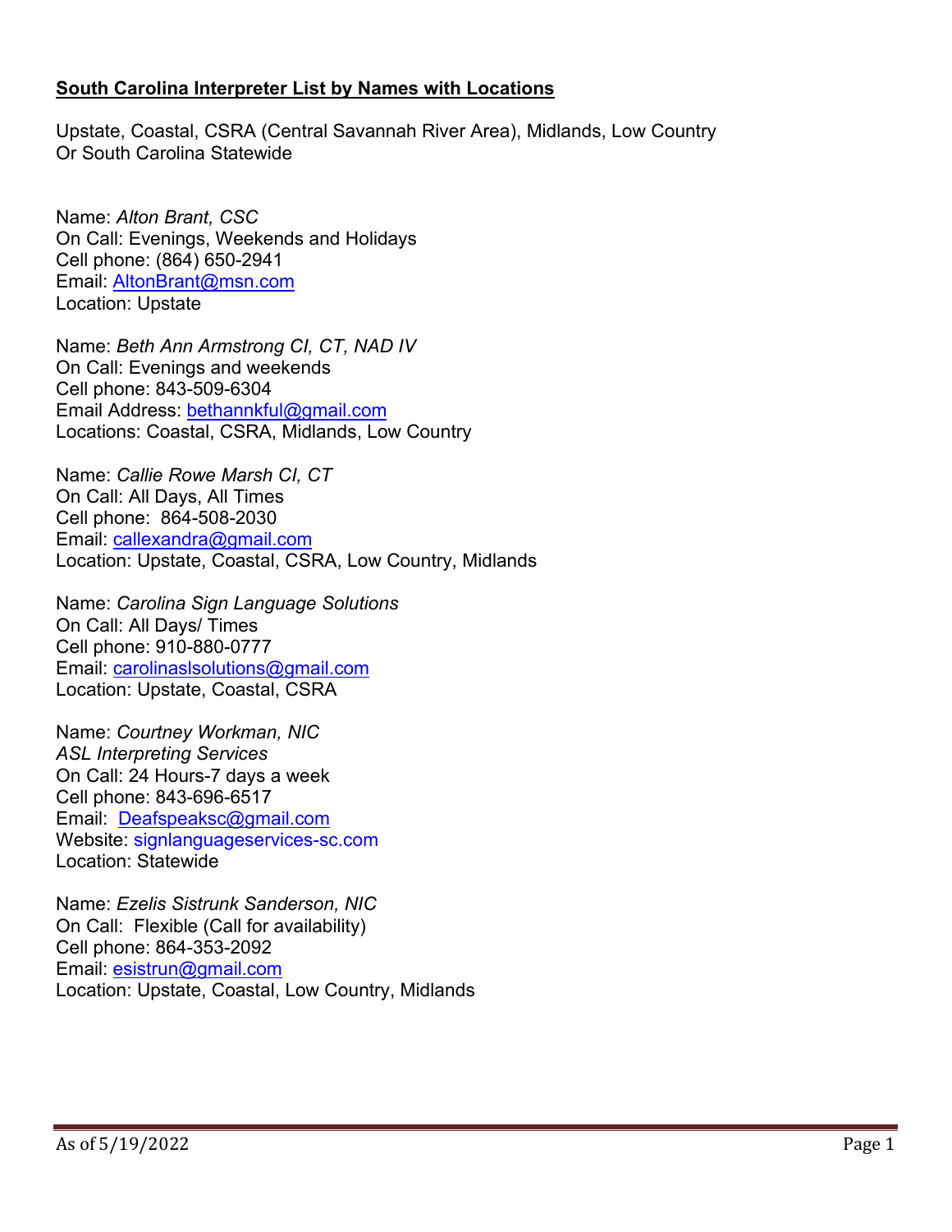**South Carolina Interpreter List by Names with Locations**

Upstate, Coastal, CSRA (Central Savannah River Area), Midlands, Low Country
Or South Carolina Statewide

Name: *Alton Brant, CSC*
On Call: Evenings, Weekends and Holidays
Cell phone: (864) 650-2941
Email: AltonBrant@msn.com
Location: Upstate

Name: *Beth Ann Armstrong CI, CT, NAD IV*
On Call: Evenings and weekends
Cell phone: 843-509-6304
Email Address: bethannkful@gmail.com
Locations: Coastal, CSRA, Midlands, Low Country

Name: *Callie Rowe Marsh CI, CT*
On Call: All Days, All Times
Cell phone: 864-508-2030
Email: callexandra@gmail.com
Location: Upstate, Coastal, CSRA, Low Country, Midlands

Name: *Carolina Sign Language Solutions*
On Call: All Days/ Times
Cell phone: 910-880-0777
Email: carolinaslsolutions@gmail.com
Location: Upstate, Coastal, CSRA

Name: *Courtney Workman, NIC*
*ASL Interpreting Services*
On Call: 24 Hours-7 days a week
Cell phone: 843-696-6517
Email: Deafspeaksc@gmail.com
Website: signlanguageservices-sc.com
Location: Statewide

Name: *Ezelis Sistrunk Sanderson, NIC*
On Call: Flexible (Call for availability)
Cell phone: 864-353-2092
Email: esistrun@gmail.com
Location: Upstate, Coastal, Low Country, Midlands

As of 5/19/2022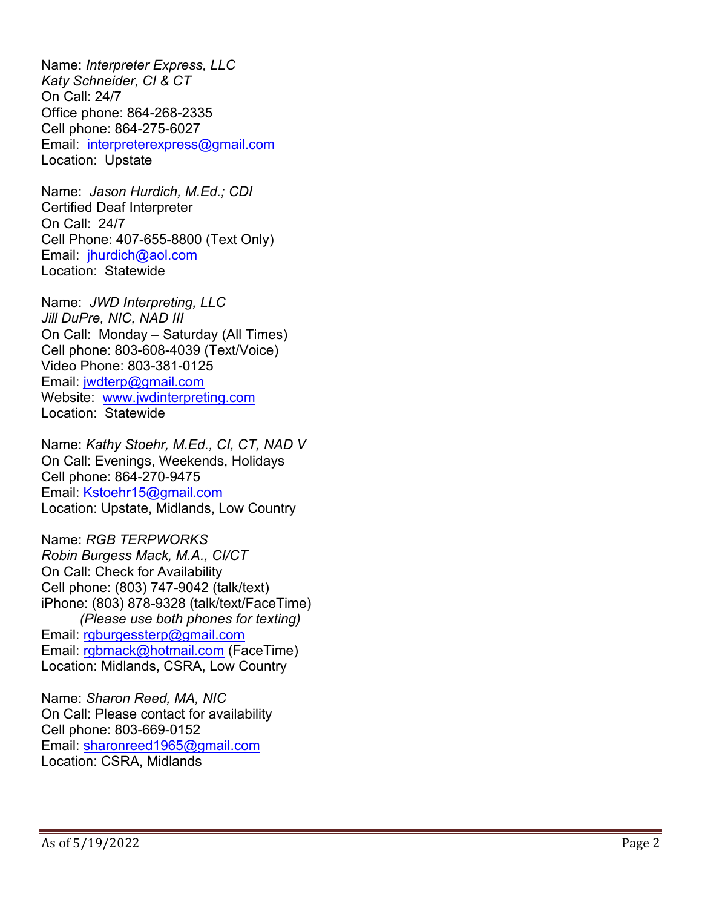Name: *Interpreter Express, LLC*
*Katy Schneider, CI & CT*
On Call: 24/7
Office phone: 864-268-2335
Cell phone: 864-275-6027
Email: interpreterexpress@gmail.com
Location: Upstate

Name: *Jason Hurdich, M.Ed.; CDI*
Certified Deaf Interpreter
On Call: 24/7
Cell Phone: 407-655-8800 (Text Only)
Email: jhurdich@aol.com
Location: Statewide

Name: *JWD Interpreting, LLC*
*Jill DuPre, NIC, NAD III*
On Call: Monday – Saturday (All Times)
Cell phone: 803-608-4039 (Text/Voice)
Video Phone: 803-381-0125
Email: jwdterp@gmail.com
Website: www.jwdinterpreting.com
Location: Statewide

Name: *Kathy Stoehr, M.Ed., CI, CT, NAD V*
On Call: Evenings, Weekends, Holidays
Cell phone: 864-270-9475
Email: Kstoehr15@gmail.com
Location: Upstate, Midlands, Low Country

Name: *RGB TERPWORKS*
*Robin Burgess Mack, M.A., CI/CT*
On Call: Check for Availability
Cell phone: (803) 747-9042 (talk/text)
iPhone: (803) 878-9328 (talk/text/FaceTime)
*(Please use both phones for texting)*
Email: rgburgessterp@gmail.com
Email: rgbmack@hotmail.com (FaceTime)
Location: Midlands, CSRA, Low Country

Name: *Sharon Reed, MA, NIC*
On Call: Please contact for availability
Cell phone: 803-669-0152
Email: sharonreed1965@gmail.com
Location: CSRA, Midlands

As of 5/19/2022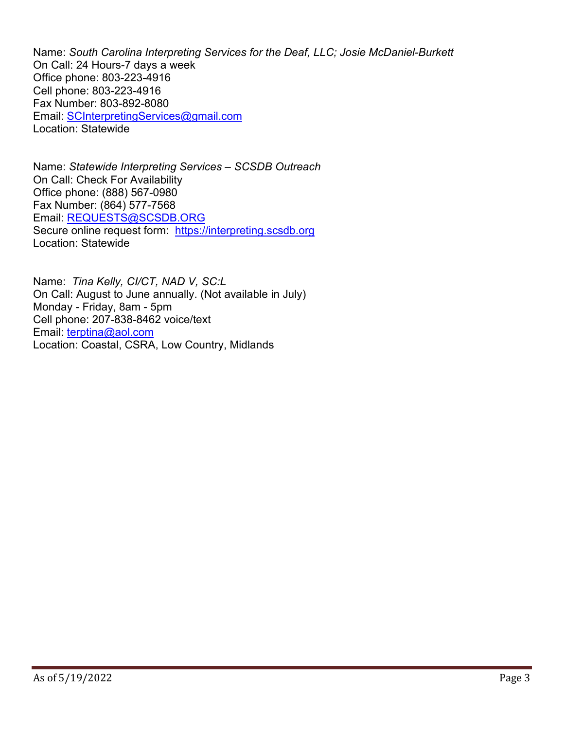Name: *South Carolina Interpreting Services for the Deaf, LLC; Josie McDaniel-Burkett*
On Call: 24 Hours-7 days a week
Office phone: 803-223-4916
Cell phone: 803-223-4916
Fax Number: 803-892-8080
Email: SCInterpretingServices@gmail.com
Location: Statewide

Name: *Statewide Interpreting Services – SCSDB Outreach*
On Call: Check For Availability
Office phone: (888) 567-0980
Fax Number: (864) 577-7568
Email: REQUESTS@SCSDB.ORG
Secure online request form: https://interpreting.scsdb.org
Location: Statewide

Name: *Tina Kelly, CI/CT, NAD V, SC:L*
On Call: August to June annually. (Not available in July)
Monday - Friday, 8am - 5pm
Cell phone: 207-838-8462 voice/text
Email: terptina@aol.com
Location: Coastal, CSRA, Low Country, Midlands